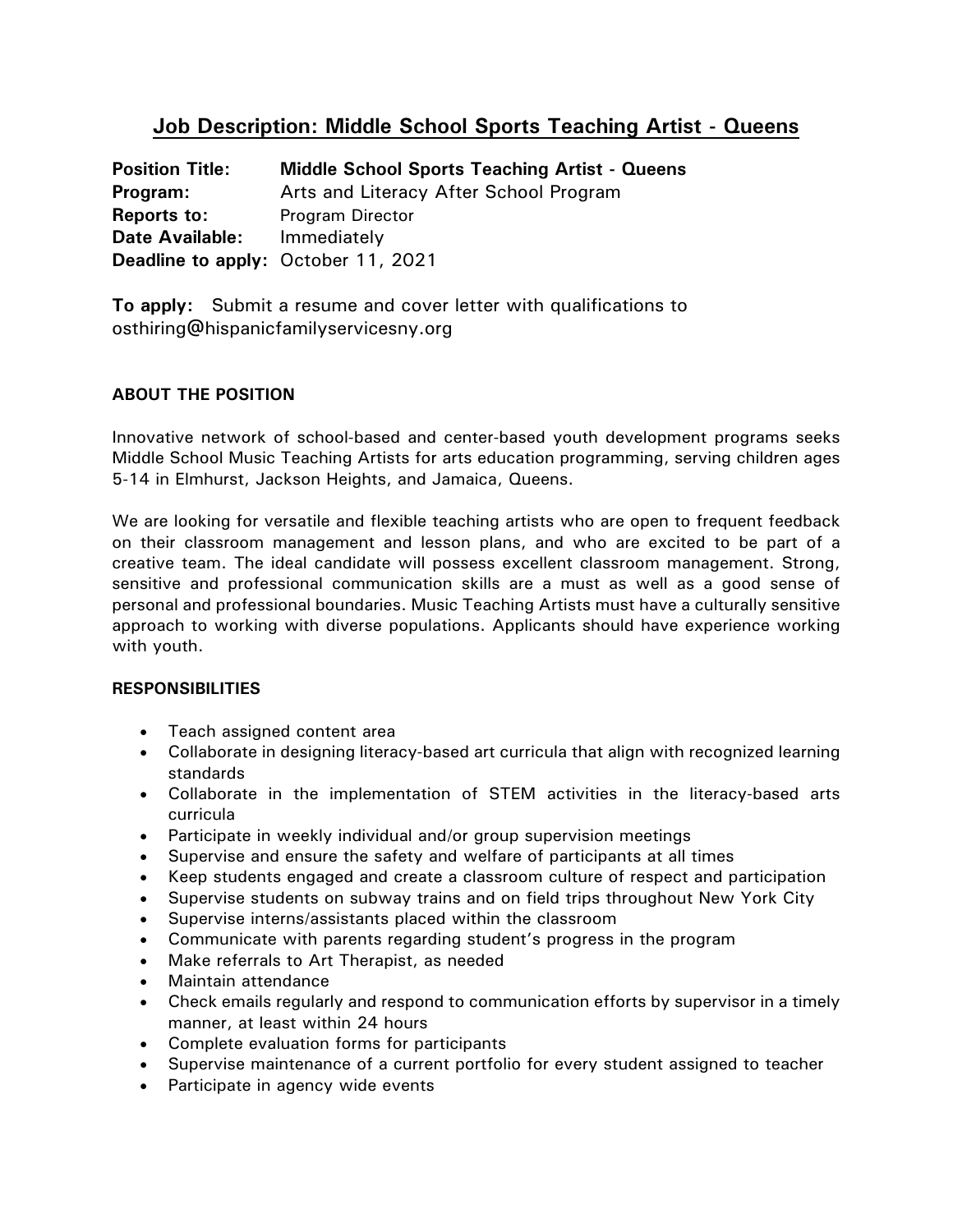# Job Description: Middle School Sports Teaching Artist - Queens

**Position Title:** **Middle School Sports Teaching Artist - Queens**
**Program:** Arts and Literacy After School Program
**Reports to:** Program Director
**Date Available:** Immediately
**Deadline to apply:** October 11, 2021

**To apply:** Submit a resume and cover letter with qualifications to osthiring@hispanicfamilyservicesny.org

## ABOUT THE POSITION

Innovative network of school-based and center-based youth development programs seeks Middle School Music Teaching Artists for arts education programming, serving children ages 5-14 in Elmhurst, Jackson Heights, and Jamaica, Queens.

We are looking for versatile and flexible teaching artists who are open to frequent feedback on their classroom management and lesson plans, and who are excited to be part of a creative team. The ideal candidate will possess excellent classroom management. Strong, sensitive and professional communication skills are a must as well as a good sense of personal and professional boundaries. Music Teaching Artists must have a culturally sensitive approach to working with diverse populations. Applicants should have experience working with youth.

## RESPONSIBILITIES

- Teach assigned content area
- Collaborate in designing literacy-based art curricula that align with recognized learning standards
- Collaborate in the implementation of STEM activities in the literacy-based arts curricula
- Participate in weekly individual and/or group supervision meetings
- Supervise and ensure the safety and welfare of participants at all times
- Keep students engaged and create a classroom culture of respect and participation
- Supervise students on subway trains and on field trips throughout New York City
- Supervise interns/assistants placed within the classroom
- Communicate with parents regarding student's progress in the program
- Make referrals to Art Therapist, as needed
- Maintain attendance
- Check emails regularly and respond to communication efforts by supervisor in a timely manner, at least within 24 hours
- Complete evaluation forms for participants
- Supervise maintenance of a current portfolio for every student assigned to teacher
- Participate in agency wide events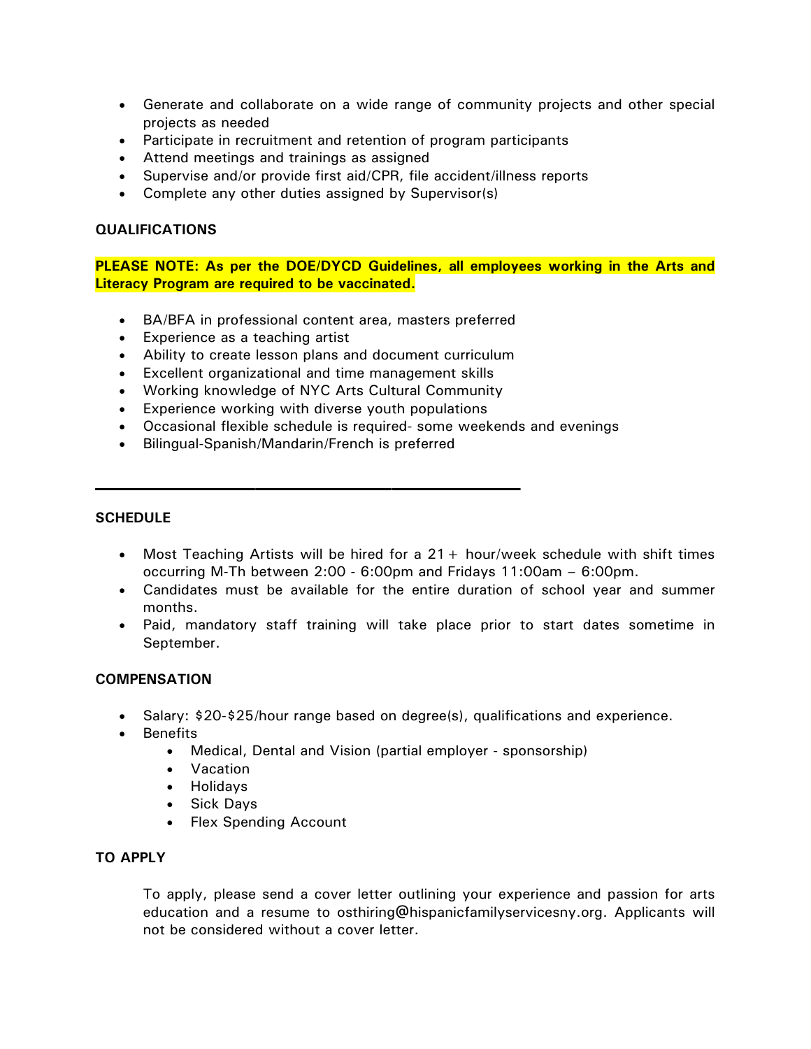- Generate and collaborate on a wide range of community projects and other special projects as needed
- Participate in recruitment and retention of program participants
- Attend meetings and trainings as assigned
- Supervise and/or provide first aid/CPR, file accident/illness reports
- Complete any other duties assigned by Supervisor(s)

**QUALIFICATIONS**

**PLEASE NOTE: As per the DOE/DYCD Guidelines, all employees working in the Arts and Literacy Program are required to be vaccinated.**

- BA/BFA in professional content area, masters preferred
- Experience as a teaching artist
- Ability to create lesson plans and document curriculum
- Excellent organizational and time management skills
- Working knowledge of NYC Arts Cultural Community
- Experience working with diverse youth populations
- Occasional flexible schedule is required- some weekends and evenings
- Bilingual-Spanish/Mandarin/French is preferred

---

**SCHEDULE**

- Most Teaching Artists will be hired for a 21+ hour/week schedule with shift times occurring M-Th between 2:00 - 6:00pm and Fridays 11:00am – 6:00pm.
- Candidates must be available for the entire duration of school year and summer months.
- Paid, mandatory staff training will take place prior to start dates sometime in September.

**COMPENSATION**

- Salary: $20-$25/hour range based on degree(s), qualifications and experience.
- Benefits
    - Medical, Dental and Vision (partial employer - sponsorship)
    - Vacation
    - Holidays
    - Sick Days
    - Flex Spending Account

**TO APPLY**

To apply, please send a cover letter outlining your experience and passion for arts education and a resume to osthiring@hispanicfamilyservicesny.org. Applicants will not be considered without a cover letter.